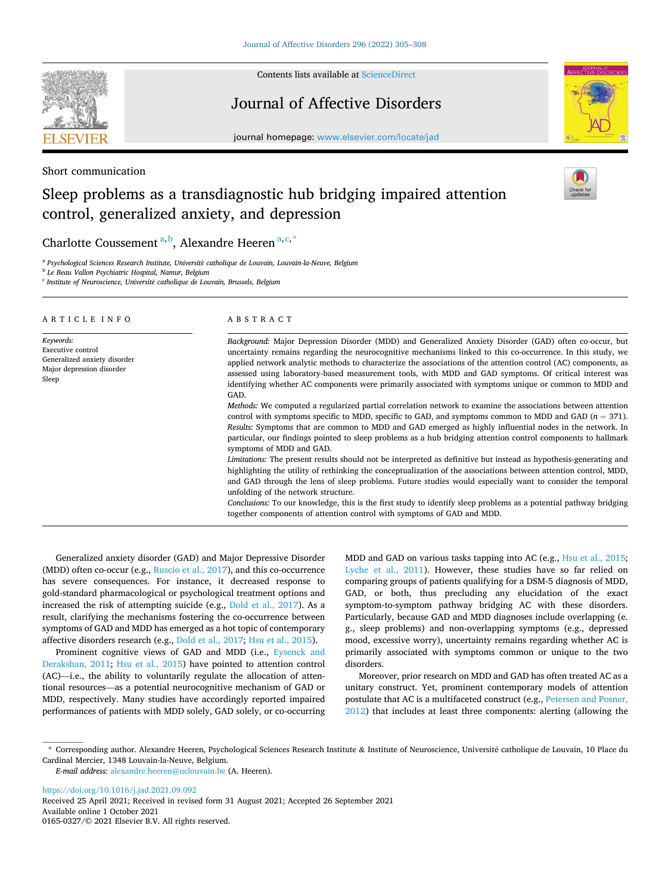Short communication

# Sleep problems as a transdiagnostic hub bridging impaired attention control, generalized anxiety, and depression

Charlotte Coussement[a,b], Alexandre Heeren[a,c,*]

[a] Psychological Sciences Research Institute, Université catholique de Louvain, Louvain-la-Neuve, Belgium
[b] Le Beau Vallon Psychiatric Hospital, Namur, Belgium
[c] Institute of Neuroscience, Université catholique de Louvain, Brussels, Belgium

## ARTICLE INFO

*Keywords:*
Executive control
Generalized anxiety disorder
Major depression disorder
Sleep

## ABSTRACT

*Background:* Major Depression Disorder (MDD) and Generalized Anxiety Disorder (GAD) often co-occur, but uncertainty remains regarding the neurocognitive mechanisms linked to this co-occurrence. In this study, we applied network analytic methods to characterize the associations of the attention control (AC) components, as assessed using laboratory-based measurement tools, with MDD and GAD symptoms. Of critical interest was identifying whether AC components were primarily associated with symptoms unique or common to MDD and GAD.

*Methods:* We computed a regularized partial correlation network to examine the associations between attention control with symptoms specific to MDD, specific to GAD, and symptoms common to MDD and GAD ($n$ = 371).

*Results:* Symptoms that are common to MDD and GAD emerged as highly influential nodes in the network. In particular, our findings pointed to sleep problems as a hub bridging attention control components to hallmark symptoms of MDD and GAD.

*Limitations:* The present results should not be interpreted as definitive but instead as hypothesis-generating and highlighting the utility of rethinking the conceptualization of the associations between attention control, MDD, and GAD through the lens of sleep problems. Future studies would especially want to consider the temporal unfolding of the network structure.

*Conclusions:* To our knowledge, this is the first study to identify sleep problems as a potential pathway bridging together components of attention control with symptoms of GAD and MDD.

Generalized anxiety disorder (GAD) and Major Depressive Disorder (MDD) often co-occur (e.g., Ruscio et al., 2017), and this co-occurrence has severe consequences. For instance, it decreased response to gold-standard pharmacological or psychological treatment options and increased the risk of attempting suicide (e.g., Dold et al., 2017). As a result, clarifying the mechanisms fostering the co-occurrence between symptoms of GAD and MDD has emerged as a hot topic of contemporary affective disorders research (e.g., Dold et al., 2017; Hsu et al., 2015).

Prominent cognitive views of GAD and MDD (i.e., Eysenck and Derakshan, 2011; Hsu et al., 2015) have pointed to attention control (AC)—i.e., the ability to voluntarily regulate the allocation of attentional resources—as a potential neurocognitive mechanism of GAD or MDD, respectively. Many studies have accordingly reported impaired performances of patients with MDD solely, GAD solely, or co-occurring MDD and GAD on various tasks tapping into AC (e.g., Hsu et al., 2015; Lyche et al., 2011). However, these studies have so far relied on comparing groups of patients qualifying for a DSM-5 diagnosis of MDD, GAD, or both, thus precluding any elucidation of the exact symptom-to-symptom pathway bridging AC with these disorders. Particularly, because GAD and MDD diagnoses include overlapping (e.g., sleep problems) and non-overlapping symptoms (e.g., depressed mood, excessive worry), uncertainty remains regarding whether AC is primarily associated with symptoms common or unique to the two disorders.

Moreover, prior research on MDD and GAD has often treated AC as a unitary construct. Yet, prominent contemporary models of attention postulate that AC is a multifaceted construct (e.g., Petersen and Posner, 2012) that includes at least three components: alerting (allowing the

\* Corresponding author. Alexandre Heeren, Psychological Sciences Research Institute & Institute of Neuroscience, Université catholique de Louvain, 10 Place du Cardinal Mercier, 1348 Louvain-la-Neuve, Belgium.
*E-mail address:* alexandre.heeren@uclouvain.be (A. Heeren).

https://doi.org/10.1016/j.jad.2021.09.092
Received 25 April 2021; Received in revised form 31 August 2021; Accepted 26 September 2021
Available online 1 October 2021
0165-0327/© 2021 Elsevier B.V. All rights reserved.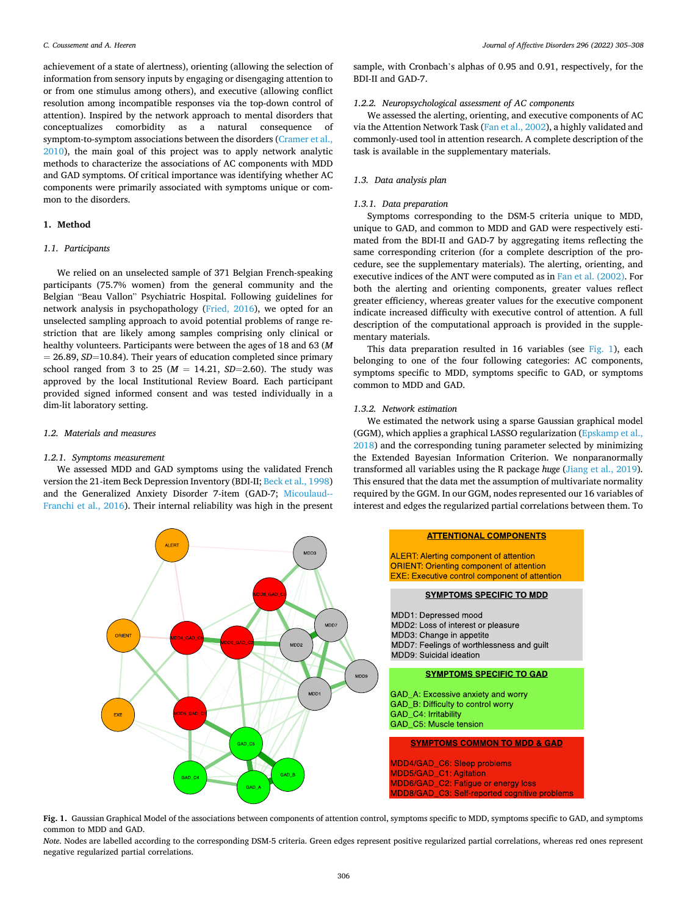achievement of a state of alertness), orienting (allowing the selection of information from sensory inputs by engaging or disengaging attention to or from one stimulus among others), and executive (allowing conflict resolution among incompatible responses via the top-down control of attention). Inspired by the network approach to mental disorders that conceptualizes comorbidity as a natural consequence of symptom-to-symptom associations between the disorders (Cramer et al., 2010), the main goal of this project was to apply network analytic methods to characterize the associations of AC components with MDD and GAD symptoms. Of critical importance was identifying whether AC components were primarily associated with symptoms unique or common to the disorders.

# 1. Method

## 1.1. Participants

We relied on an unselected sample of 371 Belgian French-speaking participants (75.7% women) from the general community and the Belgian "Beau Vallon" Psychiatric Hospital. Following guidelines for network analysis in psychopathology (Fried, 2016), we opted for an unselected sampling approach to avoid potential problems of range restriction that are likely among samples comprising only clinical or healthy volunteers. Participants were between the ages of 18 and 63 ($M = 26.89$, $SD=10.84$). Their years of education completed since primary school ranged from 3 to 25 ($M = 14.21$, $SD=2.60$). The study was approved by the local Institutional Review Board. Each participant provided signed informed consent and was tested individually in a dim-lit laboratory setting.

## 1.2. Materials and measures

### 1.2.1. Symptoms measurement

We assessed MDD and GAD symptoms using the validated French version the 21-item Beck Depression Inventory (BDI-II; Beck et al., 1998) and the Generalized Anxiety Disorder 7-item (GAD-7; Micoulaud--Franchi et al., 2016). Their internal reliability was high in the present sample, with Cronbach's alphas of 0.95 and 0.91, respectively, for the BDI-II and GAD-7.

### 1.2.2. Neuropsychological assessment of AC components

We assessed the alerting, orienting, and executive components of AC via the Attention Network Task (Fan et al., 2002), a highly validated and commonly-used tool in attention research. A complete description of the task is available in the supplementary materials.

## 1.3. Data analysis plan

### 1.3.1. Data preparation

Symptoms corresponding to the DSM-5 criteria unique to MDD, unique to GAD, and common to MDD and GAD were respectively estimated from the BDI-II and GAD-7 by aggregating items reflecting the same corresponding criterion (for a complete description of the procedure, see the supplementary materials). The alerting, orienting, and executive indices of the ANT were computed as in Fan et al. (2002). For both the alerting and orienting components, greater values reflect greater efficiency, whereas greater values for the executive component indicate increased difficulty with executive control of attention. A full description of the computational approach is provided in the supplementary materials.

This data preparation resulted in 16 variables (see Fig. 1), each belonging to one of the four following categories: AC components, symptoms specific to MDD, symptoms specific to GAD, or symptoms common to MDD and GAD.

### 1.3.2. Network estimation

We estimated the network using a sparse Gaussian graphical model (GGM), which applies a graphical LASSO regularization (Epskamp et al., 2018) and the corresponding tuning parameter selected by minimizing the Extended Bayesian Information Criterion. We nonparanormally transformed all variables using the R package *huge* (Jiang et al., 2019). This ensured that the data met the assumption of multivariate normality required by the GGM. In our GGM, nodes represented our 16 variables of interest and edges the regularized partial correlations between them. To

**Fig. 1.** Gaussian Graphical Model of the associations between components of attention control, symptoms specific to MDD, symptoms specific to GAD, and symptoms common to MDD and GAD.

*Note.* Nodes are labelled according to the corresponding DSM-5 criteria. Green edges represent positive regularized partial correlations, whereas red ones represent negative regularized partial correlations.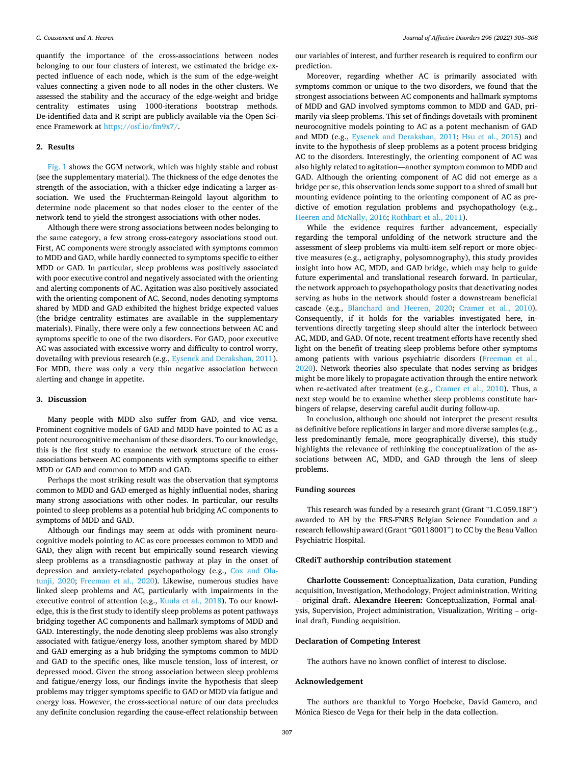quantify the importance of the cross-associations between nodes belonging to our four clusters of interest, we estimated the bridge expected influence of each node, which is the sum of the edge-weight values connecting a given node to all nodes in the other clusters. We assessed the stability and the accuracy of the edge-weight and bridge centrality estimates using 1000-iterations bootstrap methods. De-identified data and R script are publicly available via the Open Science Framework at https://osf.io/fm9x7/.

## 2. Results

Fig. 1 shows the GGM network, which was highly stable and robust (see the supplementary material). The thickness of the edge denotes the strength of the association, with a thicker edge indicating a larger association. We used the Fruchterman-Reingold layout algorithm to determine node placement so that nodes closer to the center of the network tend to yield the strongest associations with other nodes.

Although there were strong associations between nodes belonging to the same category, a few strong cross-category associations stood out. First, AC components were strongly associated with symptoms common to MDD and GAD, while hardly connected to symptoms specific to either MDD or GAD. In particular, sleep problems was positively associated with poor executive control and negatively associated with the orienting and alerting components of AC. Agitation was also positively associated with the orienting component of AC. Second, nodes denoting symptoms shared by MDD and GAD exhibited the highest bridge expected values (the bridge centrality estimates are available in the supplementary materials). Finally, there were only a few connections between AC and symptoms specific to one of the two disorders. For GAD, poor executive AC was associated with excessive worry and difficulty to control worry, dovetailng with previous research (e.g., Eysenck and Derakshan, 2011). For MDD, there was only a very thin negative association between alerting and change in appetite.

## 3. Discussion

Many people with MDD also suffer from GAD, and vice versa. Prominent cognitive models of GAD and MDD have pointed to AC as a potent neurocognitive mechanism of these disorders. To our knowledge, this is the first study to examine the network structure of the cross-associations between AC components with symptoms specific to either MDD or GAD and common to MDD and GAD.

Perhaps the most striking result was the observation that symptoms common to MDD and GAD emerged as highly influential nodes, sharing many strong associations with other nodes. In particular, our results pointed to sleep problems as a potential hub bridging AC components to symptoms of MDD and GAD.

Although our findings may seem at odds with prominent neurocognitive models pointing to AC as core processes common to MDD and GAD, they align with recent but empirically sound research viewing sleep problems as a transdiagnostic pathway at play in the onset of depression and anxiety-related psychopathology (e.g., Cox and Olatunji, 2020; Freeman et al., 2020). Likewise, numerous studies have linked sleep problems and AC, particularly with impairments in the executive control of attention (e.g., Kuula et al., 2018). To our knowledge, this is the first study to identify sleep problems as potent pathways bridging together AC components and hallmark symptoms of MDD and GAD. Interestingly, the node denoting sleep problems was also strongly associated with fatigue/energy loss, another symptom shared by MDD and GAD emerging as a hub bridging the symptoms common to MDD and GAD to the specific ones, like muscle tension, loss of interest, or depressed mood. Given the strong association between sleep problems and fatigue/energy loss, our findings invite the hypothesis that sleep problems may trigger symptoms specific to GAD or MDD via fatigue and energy loss. However, the cross-sectional nature of our data precludes any definite conclusion regarding the cause-effect relationship between our variables of interest, and further research is required to confirm our prediction.

Moreover, regarding whether AC is primarily associated with symptoms common or unique to the two disorders, we found that the strongest associations between AC components and hallmark symptoms of MDD and GAD involved symptoms common to MDD and GAD, primarily via sleep problems. This set of findings dovetails with prominent neurocognitive models pointing to AC as a potent mechanism of GAD and MDD (e.g., Eysenck and Derakshan, 2011; Hsu et al., 2015) and invite to the hypothesis of sleep problems as a potent process bridging AC to the disorders. Interestingly, the orienting component of AC was also highly related to agitation—another symptom common to MDD and GAD. Although the orienting component of AC did not emerge as a bridge per se, this observation lends some support to a shred of small but mounting evidence pointing to the orienting component of AC as predictive of emotion regulation problems and psychopathology (e.g., Heeren and McNally, 2016; Rothbart et al., 2011).

While the evidence requires further advancement, especially regarding the temporal unfolding of the network structure and the assessment of sleep problems via multi-item self-report or more objective measures (e.g., actigraphy, polysomnography), this study provides insight into how AC, MDD, and GAD bridge, which may help to guide future experimental and translational research forward. In particular, the network approach to psychopathology posits that deactivating nodes serving as hubs in the network should foster a downstream beneficial cascade (e.g., Blanchard and Heeren, 2020; Cramer et al., 2010). Consequently, if it holds for the variables investigated here, interventions directly targeting sleep should alter the interlock between AC, MDD, and GAD. Of note, recent treatment efforts have recently shed light on the benefit of treating sleep problems before other symptoms among patients with various psychiatric disorders (Freeman et al., 2020). Network theories also speculate that nodes serving as bridges might be more likely to propagate activation through the entire network when re-activated after treatment (e.g., Cramer et al., 2010). Thus, a next step would be to examine whether sleep problems constitute harbingers of relapse, deserving careful audit during follow-up.

In conclusion, although one should not interpret the present results as definitive before replications in larger and more diverse samples (e.g., less predominantly female, more geographically diverse), this study highlights the relevance of rethinking the conceptualization of the associations between AC, MDD, and GAD through the lens of sleep problems.

## Funding sources

This research was funded by a research grant (Grant "1.C.059.18F") awarded to AH by the FRS-FNRS Belgian Science Foundation and a research fellowship award (Grant "G0118001") to CC by the Beau Vallon Psychiatric Hospital.

## CRediT authorship contribution statement

**Charlotte Coussement:** Conceptualization, Data curation, Funding acquisition, Investigation, Methodology, Project administration, Writing – original draft. **Alexandre Heeren:** Conceptualization, Formal analysis, Supervision, Project administration, Visualization, Writing – original draft, Funding acquisition.

## Declaration of Competing Interest

The authors have no known conflict of interest to disclose.

## Acknowledgement

The authors are thankful to Yorgo Hoebeke, David Gamero, and Mónica Riesco de Vega for their help in the data collection.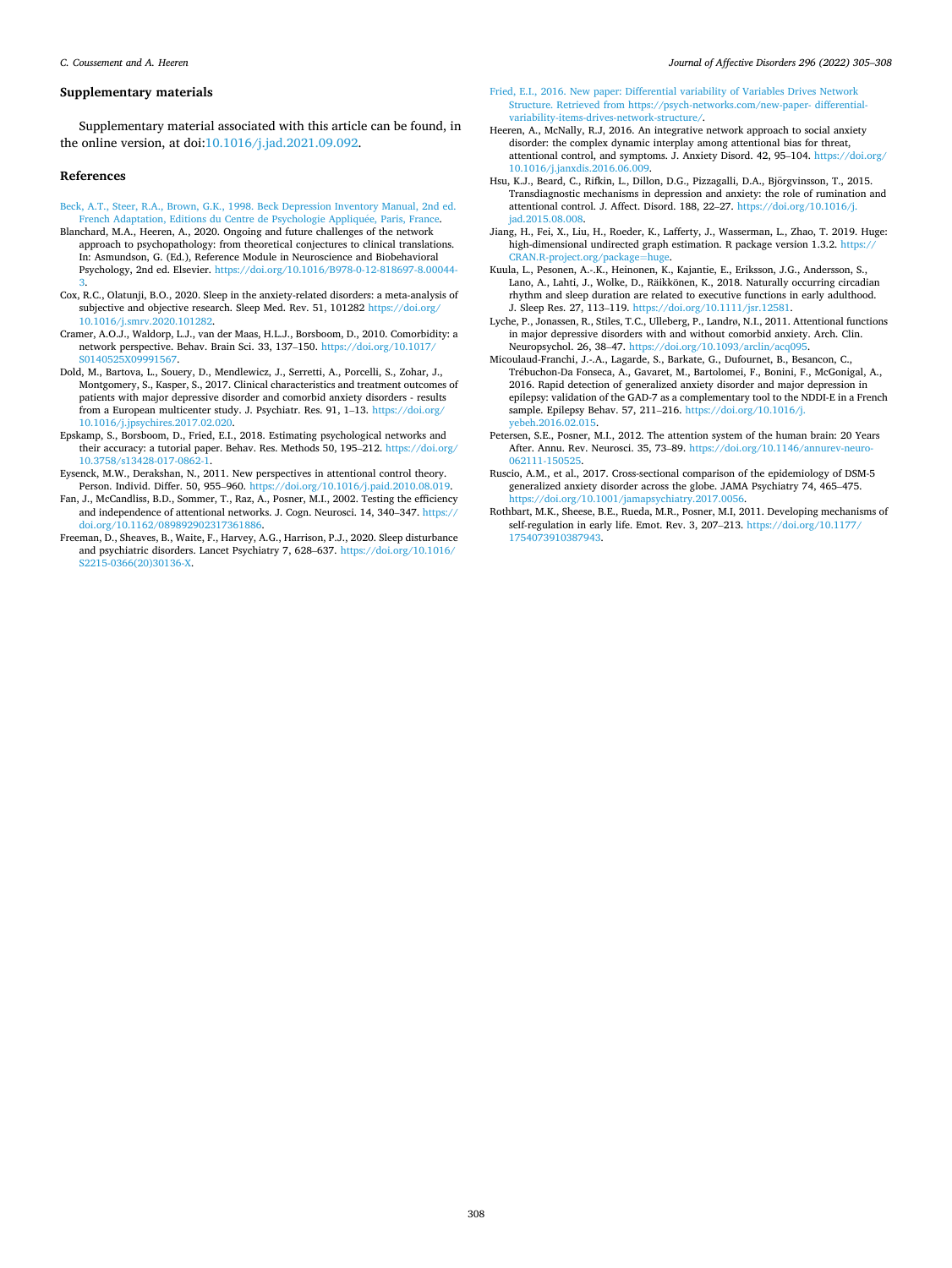## Supplementary materials

Supplementary material associated with this article can be found, in the online version, at doi:10.1016/j.jad.2021.09.092.

## References

Beck, A.T., Steer, R.A., Brown, G.K., 1998. Beck Depression Inventory Manual, 2nd ed. French Adaptation, Editions du Centre de Psychologie Appliquée, Paris, France.

Blanchard, M.A., Heeren, A., 2020. Ongoing and future challenges of the network approach to psychopathology: from theoretical conjectures to clinical translations. In: Asmundson, G. (Ed.), Reference Module in Neuroscience and Biobehavioral Psychology, 2nd ed. Elsevier. https://doi.org/10.1016/B978-0-12-818697-8.00044-3.

Cox, R.C., Olatunji, B.O., 2020. Sleep in the anxiety-related disorders: a meta-analysis of subjective and objective research. Sleep Med. Rev. 51, 101282 https://doi.org/10.1016/j.smrv.2020.101282.

Cramer, A.O.J., Waldorp, L.J., van der Maas, H.L.J., Borsboom, D., 2010. Comorbidity: a network perspective. Behav. Brain Sci. 33, 137–150. https://doi.org/10.1017/S0140525X09991567.

Dold, M., Bartova, L., Souery, D., Mendlewicz, J., Serretti, A., Porcelli, S., Zohar, J., Montgomery, S., Kasper, S., 2017. Clinical characteristics and treatment outcomes of patients with major depressive disorder and comorbid anxiety disorders - results from a European multicenter study. J. Psychiatr. Res. 91, 1–13. https://doi.org/10.1016/j.jpsychires.2017.02.020.

Epskamp, S., Borsboom, D., Fried, E.I., 2018. Estimating psychological networks and their accuracy: a tutorial paper. Behav. Res. Methods 50, 195–212. https://doi.org/10.3758/s13428-017-0862-1.

Eysenck, M.W., Derakshan, N., 2011. New perspectives in attentional control theory. Person. Individ. Differ. 50, 955–960. https://doi.org/10.1016/j.paid.2010.08.019.

Fan, J., McCandliss, B.D., Sommer, T., Raz, A., Posner, M.I., 2002. Testing the efficiency and independence of attentional networks. J. Cogn. Neurosci. 14, 340–347. https://doi.org/10.1162/089892902317361886.

Freeman, D., Sheaves, B., Waite, F., Harvey, A.G., Harrison, P.J., 2020. Sleep disturbance and psychiatric disorders. Lancet Psychiatry 7, 628–637. https://doi.org/10.1016/S2215-0366(20)30136-X.

Fried, E.I., 2016. New paper: Differential variability of Variables Drives Network Structure. Retrieved from https://psych-networks.com/new-paper- differential-variability-items-drives-network-structure/.

Heeren, A., McNally, R.J, 2016. An integrative network approach to social anxiety disorder: the complex dynamic interplay among attentional bias for threat, attentional control, and symptoms. J. Anxiety Disord. 42, 95–104. https://doi.org/10.1016/j.janxdis.2016.06.009.

Hsu, K.J., Beard, C., Rifkin, L., Dillon, D.G., Pizzagalli, D.A., Björgvinsson, T., 2015. Transdiagnostic mechanisms in depression and anxiety: the role of rumination and attentional control. J. Affect. Disord. 188, 22–27. https://doi.org/10.1016/j.jad.2015.08.008.

Jiang, H., Fei, X., Liu, H., Roeder, K., Lafferty, J., Wasserman, L., Zhao, T. 2019. Huge: high-dimensional undirected graph estimation. R package version 1.3.2. https://CRAN.R-project.org/package=huge.

Kuula, L., Pesonen, A.-K., Heinonen, K., Kajantie, E., Eriksson, J.G., Andersson, S., Lano, A., Lahti, J., Wolke, D., Räikkönen, K., 2018. Naturally occurring circadian rhythm and sleep duration are related to executive functions in early adulthood. J. Sleep Res. 27, 113–119. https://doi.org/10.1111/jsr.12581.

Lyche, P., Jonassen, R., Stiles, T.C., Ulleberg, P., Landrø, N.I., 2011. Attentional functions in major depressive disorders with and without comorbid anxiety. Arch. Clin. Neuropsychol. 26, 38–47. https://doi.org/10.1093/arclin/acq095.

Micoulaud-Franchi, J.-.A., Lagarde, S., Barkate, G., Dufournet, B., Besancon, C., Trébuchon-Da Fonseca, A., Gavaret, M., Bartolomei, F., Bonini, F., McGonigal, A., 2016. Rapid detection of generalized anxiety disorder and major depression in epilepsy: validation of the GAD-7 as a complementary tool to the NDDI-E in a French sample. Epilepsy Behav. 57, 211–216. https://doi.org/10.1016/j.yebeh.2016.02.015.

Petersen, S.E., Posner, M.I., 2012. The attention system of the human brain: 20 Years After. Annu. Rev. Neurosci. 35, 73–89. https://doi.org/10.1146/annurev-neuro-062111-150525.

Ruscio, A.M., et al., 2017. Cross-sectional comparison of the epidemiology of DSM-5 generalized anxiety disorder across the globe. JAMA Psychiatry 74, 465–475. https://doi.org/10.1001/jamapsychiatry.2017.0056.

Rothbart, M.K., Sheese, B.E., Rueda, M.R., Posner, M.I, 2011. Developing mechanisms of self-regulation in early life. Emot. Rev. 3, 207–213. https://doi.org/10.1177/1754073910387943.